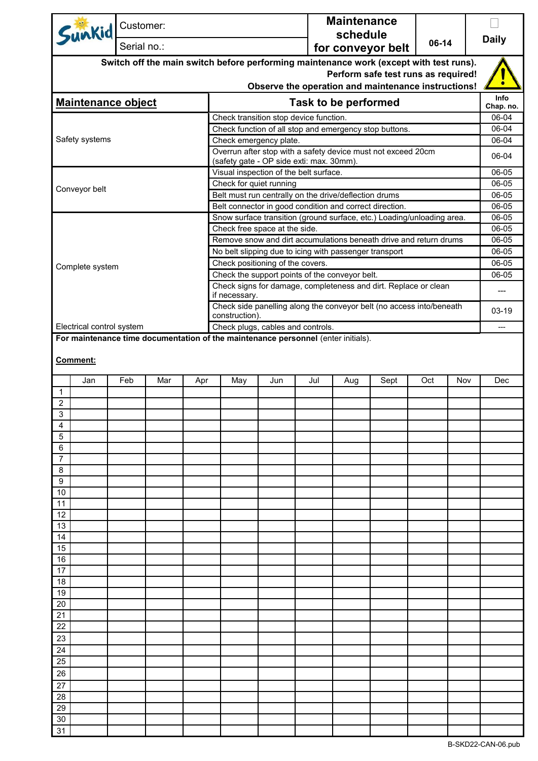| Sunkid | Customer: | Maintenance schedule for conveyor belt | 06-14 | ☐ Daily |
|---|---|---|---|---|
| | Serial no.: | | | |

**Switch off the main switch before performing maintenance work (except with test runs).**
**Perform safe test runs as required!**
**Observe the operation and maintenance instructions!**

| Maintenance object | Task to be performed | Info Chap. no. |
|---|---|---|
| Safety systems | Check transition stop device function. | 06-04 |
| | Check function of all stop and emergency stop buttons. | 06-04 |
| | Check emergency plate. | 06-04 |
| | Overrun after stop with a safety device must not exceed 20cm (safety gate - OP side exti: max. 30mm). | 06-04 |
| Conveyor belt | Visual inspection of the belt surface. | 06-05 |
| | Check for quiet running | 06-05 |
| | Belt must run centrally on the drive/deflection drums | 06-05 |
| | Belt connector in good condition and correct direction. | 06-05 |
| Complete system | Snow surface transition (ground surface, etc.) Loading/unloading area. | 06-05 |
| | Check free space at the side. | 06-05 |
| | Remove snow and dirt accumulations beneath drive and return drums | 06-05 |
| | No belt slipping due to icing with passenger transport | 06-05 |
| | Check positioning of the covers. | 06-05 |
| | Check the support points of the conveyor belt. | 06-05 |
| | Check signs for damage, completeness and dirt. Replace or clean if necessary. | --- |
| | Check side panelling along the conveyor belt (no access into/beneath construction). | 03-19 |
| Electrical control system | Check plugs, cables and controls. | --- |

**For maintenance time documentation of the maintenance personnel** (enter initials).

**Comment:**

| | Jan | Feb | Mar | Apr | May | Jun | Jul | Aug | Sept | Oct | Nov | Dec |
|---|---|---|---|---|---|---|---|---|---|---|---|---|
| 1 | | | | | | | | | | | | |
| 2 | | | | | | | | | | | | |
| 3 | | | | | | | | | | | | |
| 4 | | | | | | | | | | | | |
| 5 | | | | | | | | | | | | |
| 6 | | | | | | | | | | | | |
| 7 | | | | | | | | | | | | |
| 8 | | | | | | | | | | | | |
| 9 | | | | | | | | | | | | |
| 10 | | | | | | | | | | | | |
| 11 | | | | | | | | | | | | |
| 12 | | | | | | | | | | | | |
| 13 | | | | | | | | | | | | |
| 14 | | | | | | | | | | | | |
| 15 | | | | | | | | | | | | |
| 16 | | | | | | | | | | | | |
| 17 | | | | | | | | | | | | |
| 18 | | | | | | | | | | | | |
| 19 | | | | | | | | | | | | |
| 20 | | | | | | | | | | | | |
| 21 | | | | | | | | | | | | |
| 22 | | | | | | | | | | | | |
| 23 | | | | | | | | | | | | |
| 24 | | | | | | | | | | | | |
| 25 | | | | | | | | | | | | |
| 26 | | | | | | | | | | | | |
| 27 | | | | | | | | | | | | |
| 28 | | | | | | | | | | | | |
| 29 | | | | | | | | | | | | |
| 30 | | | | | | | | | | | | |
| 31 | | | | | | | | | | | | |

B-SKD22-CAN-06.pub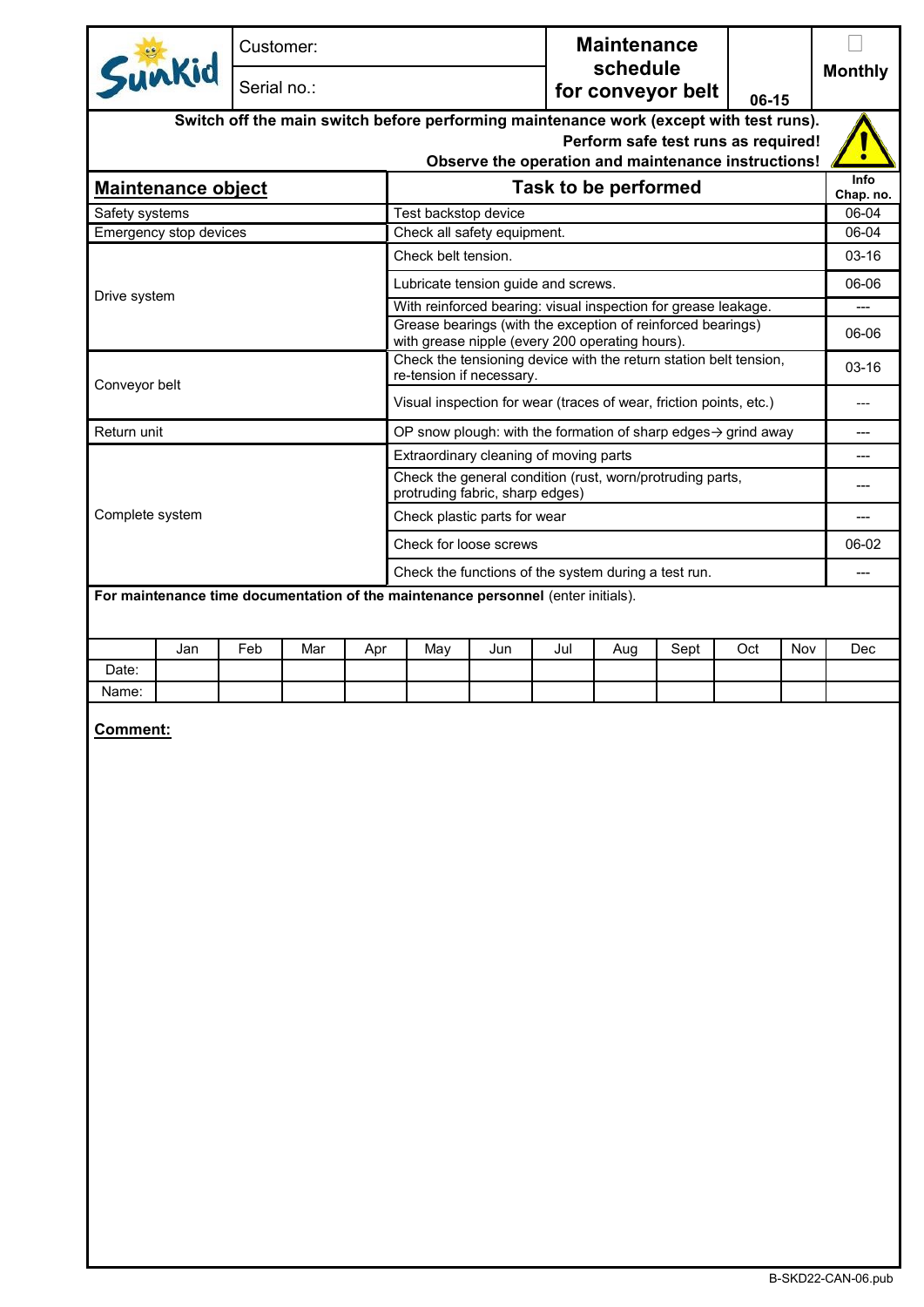| Sunkid | Customer: | Maintenance schedule for conveyor belt | 06-15 | ☐ Monthly |
|---|---|---|---|---|
| | Serial no.: | | | |

**Switch off the main switch before performing maintenance work (except with test runs).**
**Perform safe test runs as required!**
**Observe the operation and maintenance instructions!**

| Maintenance object | Task to be performed | Info Chap. no. |
|---|---|---|
| Safety systems | Test backstop device | 06-04 |
| Emergency stop devices | Check all safety equipment. | 06-04 |
| Drive system | Check belt tension. | 03-16 |
| | Lubricate tension guide and screws. | 06-06 |
| | With reinforced bearing: visual inspection for grease leakage. | --- |
| | Grease bearings (with the exception of reinforced bearings) with grease nipple (every 200 operating hours). | 06-06 |
| Conveyor belt | Check the tensioning device with the return station belt tension, re-tension if necessary. | 03-16 |
| | Visual inspection for wear (traces of wear, friction points, etc.) | --- |
| Return unit | OP snow plough: with the formation of sharp edges→ grind away | --- |
| Complete system | Extraordinary cleaning of moving parts | --- |
| | Check the general condition (rust, worn/protruding parts, protruding fabric, sharp edges) | --- |
| | Check plastic parts for wear | --- |
| | Check for loose screws | 06-02 |
| | Check the functions of the system during a test run. | --- |

**For maintenance time documentation of the maintenance personnel** (enter initials).

| | Jan | Feb | Mar | Apr | May | Jun | Jul | Aug | Sept | Oct | Nov | Dec |
|---|---|---|---|---|---|---|---|---|---|---|---|---|
| Date: | | | | | | | | | | | | |
| Name: | | | | | | | | | | | | |

**Comment:**

B-SKD22-CAN-06.pub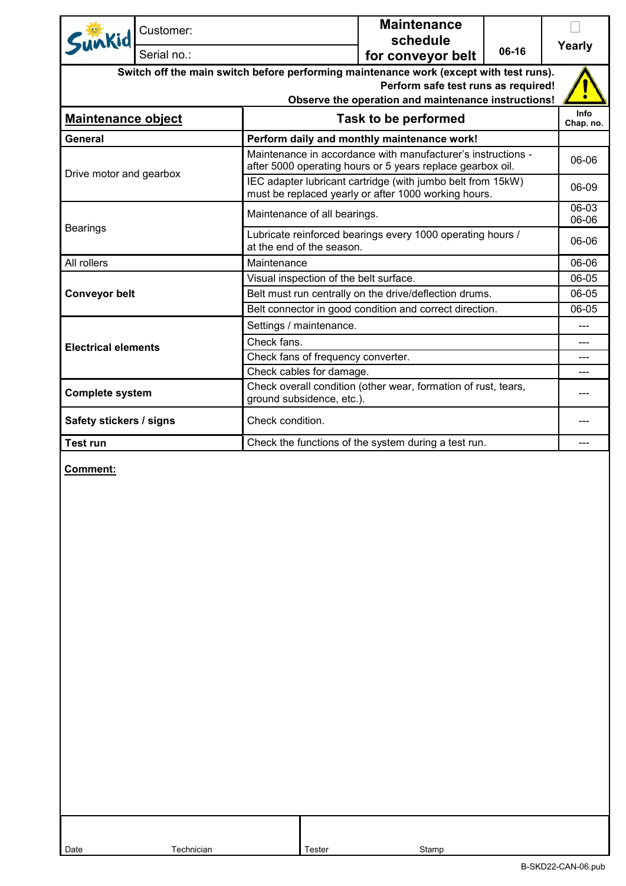| Sunkid | Customer: | Maintenance schedule for conveyor belt | 06-16 | ☐ Yearly |
|---|---|---|---|---|
| | Serial no.: | | | |

**Switch off the main switch before performing maintenance work (except with test runs).**
**Perform safe test runs as required!**
**Observe the operation and maintenance instructions!**

| Maintenance object | Task to be performed | Info Chap. no. |
|---|---|---|
| **General** | **Perform daily and monthly maintenance work!** | |
| Drive motor and gearbox | Maintenance in accordance with manufacturer's instructions - after 5000 operating hours or 5 years replace gearbox oil. | 06-06 |
| | IEC adapter lubricant cartridge (with jumbo belt from 15kW) must be replaced yearly or after 1000 working hours. | 06-09 |
| Bearings | Maintenance of all bearings. | 06-03 06-06 |
| | Lubricate reinforced bearings every 1000 operating hours / at the end of the season. | 06-06 |
| All rollers | Maintenance | 06-06 |
| **Conveyor belt** | Visual inspection of the belt surface. | 06-05 |
| | Belt must run centrally on the drive/deflection drums. | 06-05 |
| | Belt connector in good condition and correct direction. | 06-05 |
| **Electrical elements** | Settings / maintenance. | --- |
| | Check fans. | --- |
| | Check fans of frequency converter. | --- |
| | Check cables for damage. | --- |
| **Complete system** | Check overall condition (other wear, formation of rust, tears, ground subsidence, etc.). | --- |
| **Safety stickers / signs** | Check condition. | --- |
| **Test run** | Check the functions of the system during a test run. | --- |

**Comment:**

| | | | |
|---|---|---|---|
| Date | Technician | Tester | Stamp |

B-SKD22-CAN-06.pub